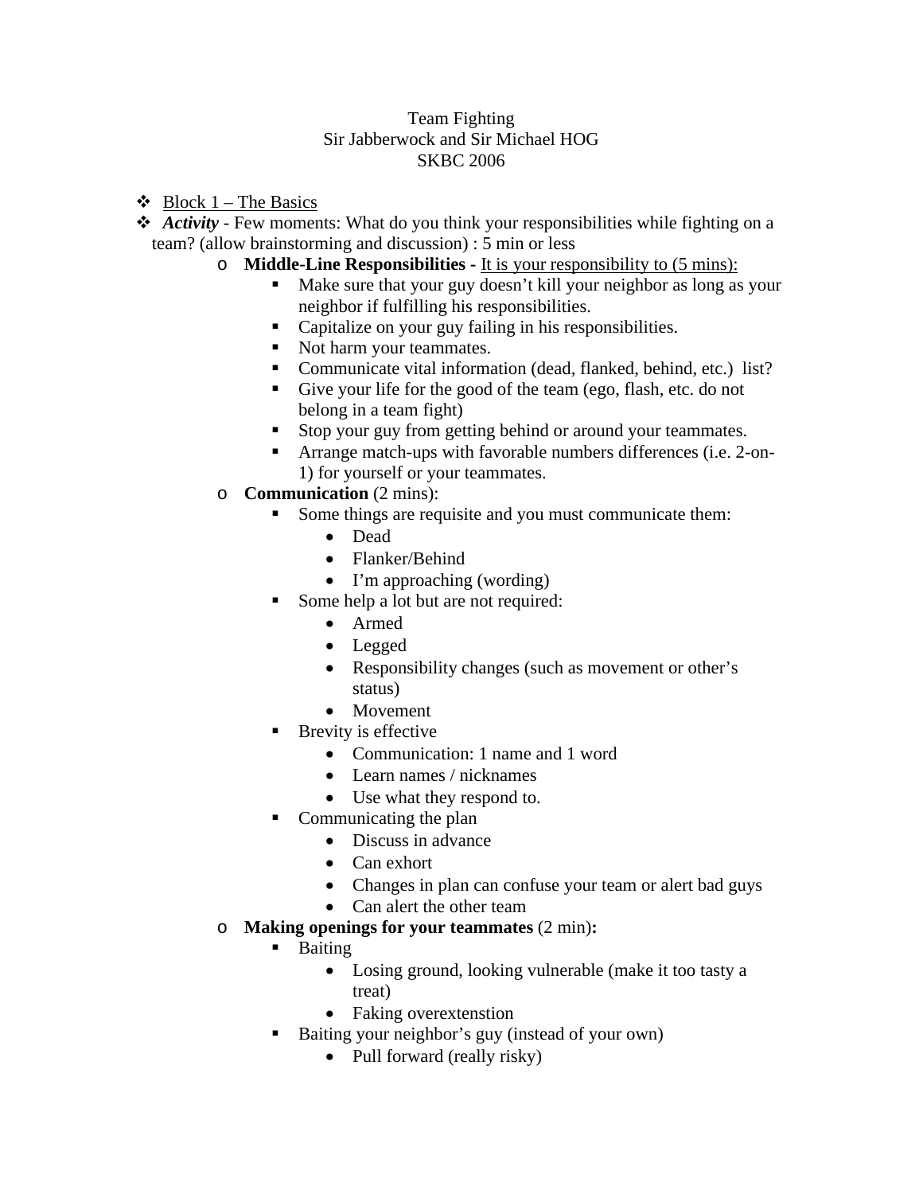Team Fighting
Sir Jabberwock and Sir Michael HOG
SKBC 2006

- <u>Block 1 – The Basics</u>
- ***Activity*** - Few moments: What do you think your responsibilities while fighting on a team? (allow brainstorming and discussion) : 5 min or less
  - **Middle-Line Responsibilities -** <u>It is your responsibility to (5 mins):</u>
    - Make sure that your guy doesn't kill your neighbor as long as your neighbor if fulfilling his responsibilities.
    - Capitalize on your guy failing in his responsibilities.
    - Not harm your teammates.
    - Communicate vital information (dead, flanked, behind, etc.)  list?
    - Give your life for the good of the team (ego, flash, etc. do not belong in a team fight)
    - Stop your guy from getting behind or around your teammates.
    - Arrange match-ups with favorable numbers differences (i.e. 2-on-1) for yourself or your teammates.
  - **Communication** (2 mins):
    - Some things are requisite and you must communicate them:
      - Dead
      - Flanker/Behind
      - I'm approaching (wording)
    - Some help a lot but are not required:
      - Armed
      - Legged
      - Responsibility changes (such as movement or other's status)
      - Movement
    - Brevity is effective
      - Communication: 1 name and 1 word
      - Learn names / nicknames
      - Use what they respond to.
    - Communicating the plan
      - Discuss in advance
      - Can exhort
      - Changes in plan can confuse your team or alert bad guys
      - Can alert the other team
  - **Making openings for your teammates** (2 min)**:**
    - Baiting
      - Losing ground, looking vulnerable (make it too tasty a treat)
      - Faking overextenstion
    - Baiting your neighbor's guy (instead of your own)
      - Pull forward (really risky)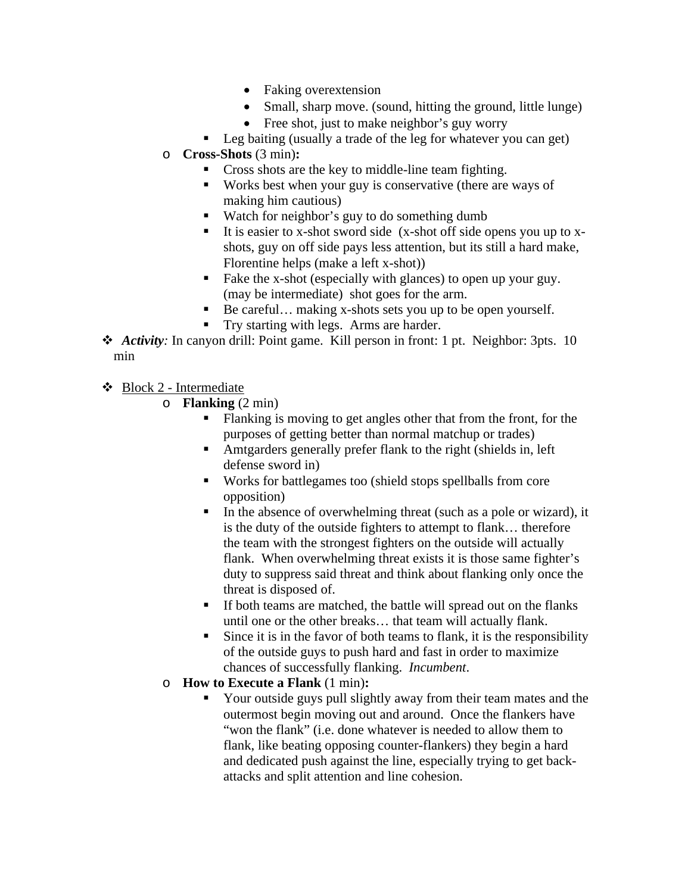- Faking overextension
      - Small, sharp move. (sound, hitting the ground, little lunge)
      - Free shot, just to make neighbor's guy worry
    - Leg baiting (usually a trade of the leg for whatever you can get)
  - **Cross-Shots** (3 min)**:**
    - Cross shots are the key to middle-line team fighting.
    - Works best when your guy is conservative (there are ways of making him cautious)
    - Watch for neighbor's guy to do something dumb
    - It is easier to x-shot sword side (x-shot off side opens you up to x-shots, guy on off side pays less attention, but its still a hard make, Florentine helps (make a left x-shot))
    - Fake the x-shot (especially with glances) to open up your guy. (may be intermediate) shot goes for the arm.
    - Be careful… making x-shots sets you up to be open yourself.
    - Try starting with legs. Arms are harder.
- ***Activity****:* In canyon drill: Point game. Kill person in front: 1 pt. Neighbor: 3pts. 10 min

- Block 2 - Intermediate
  - **Flanking** (2 min)
    - Flanking is moving to get angles other that from the front, for the purposes of getting better than normal matchup or trades)
    - Amtgarders generally prefer flank to the right (shields in, left defense sword in)
    - Works for battlegames too (shield stops spellballs from core opposition)
    - In the absence of overwhelming threat (such as a pole or wizard), it is the duty of the outside fighters to attempt to flank… therefore the team with the strongest fighters on the outside will actually flank. When overwhelming threat exists it is those same fighter's duty to suppress said threat and think about flanking only once the threat is disposed of.
    - If both teams are matched, the battle will spread out on the flanks until one or the other breaks… that team will actually flank.
    - Since it is in the favor of both teams to flank, it is the responsibility of the outside guys to push hard and fast in order to maximize chances of successfully flanking. *Incumbent*.
  - **How to Execute a Flank** (1 min)**:**
    - Your outside guys pull slightly away from their team mates and the outermost begin moving out and around. Once the flankers have "won the flank" (i.e. done whatever is needed to allow them to flank, like beating opposing counter-flankers) they begin a hard and dedicated push against the line, especially trying to get back-attacks and split attention and line cohesion.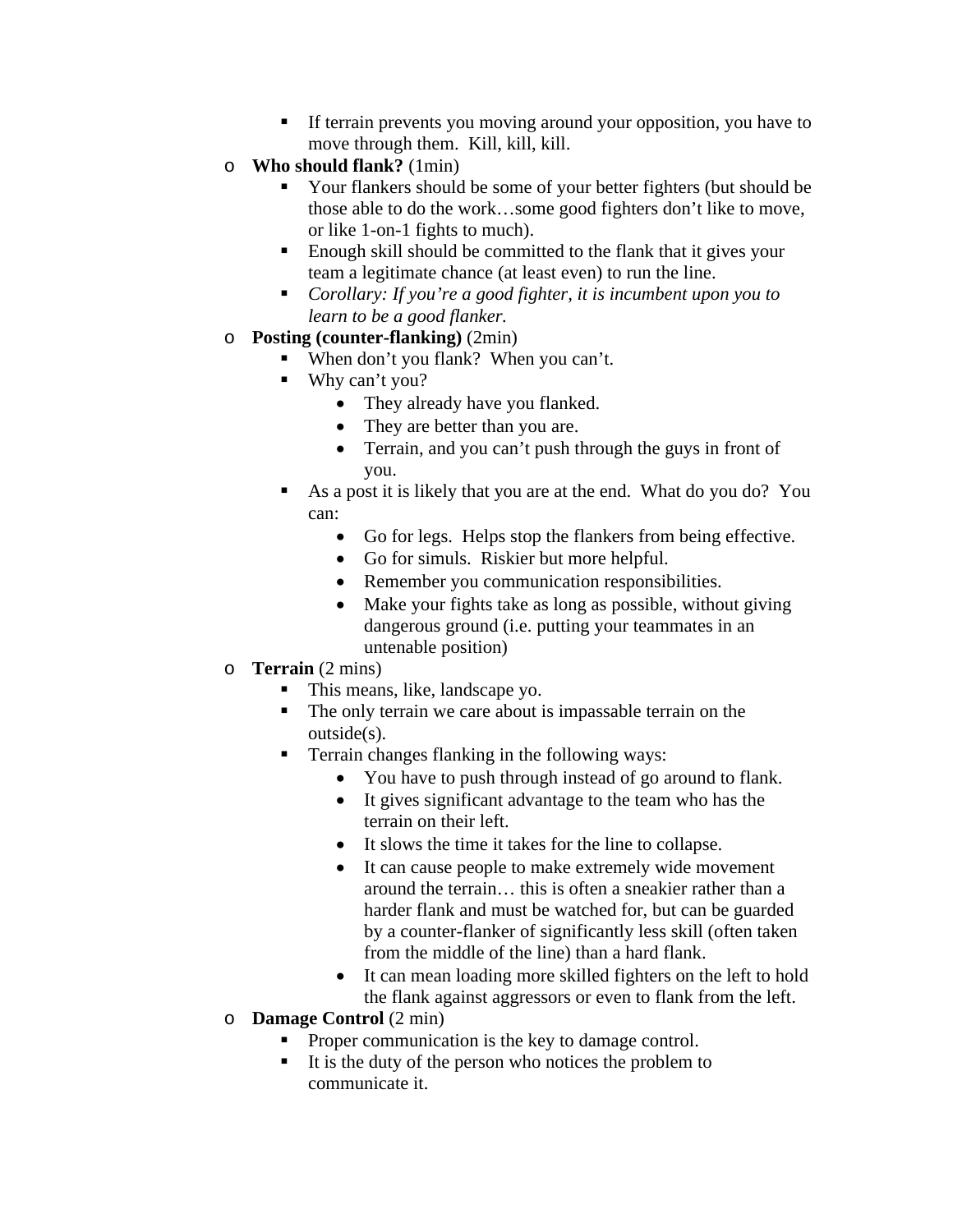- If terrain prevents you moving around your opposition, you have to move through them. Kill, kill, kill.
- **Who should flank?** (1min)
    - Your flankers should be some of your better fighters (but should be those able to do the work…some good fighters don't like to move, or like 1-on-1 fights to much).
    - Enough skill should be committed to the flank that it gives your team a legitimate chance (at least even) to run the line.
    - *Corollary: If you're a good fighter, it is incumbent upon you to learn to be a good flanker.*
- **Posting (counter-flanking)** (2min)
    - When don't you flank? When you can't.
    - Why can't you?
        - They already have you flanked.
        - They are better than you are.
        - Terrain, and you can't push through the guys in front of you.
    - As a post it is likely that you are at the end. What do you do? You can:
        - Go for legs. Helps stop the flankers from being effective.
        - Go for simuls. Riskier but more helpful.
        - Remember you communication responsibilities.
        - Make your fights take as long as possible, without giving dangerous ground (i.e. putting your teammates in an untenable position)
- **Terrain** (2 mins)
    - This means, like, landscape yo.
    - The only terrain we care about is impassable terrain on the outside(s).
    - Terrain changes flanking in the following ways:
        - You have to push through instead of go around to flank.
        - It gives significant advantage to the team who has the terrain on their left.
        - It slows the time it takes for the line to collapse.
        - It can cause people to make extremely wide movement around the terrain… this is often a sneakier rather than a harder flank and must be watched for, but can be guarded by a counter-flanker of significantly less skill (often taken from the middle of the line) than a hard flank.
        - It can mean loading more skilled fighters on the left to hold the flank against aggressors or even to flank from the left.
- **Damage Control** (2 min)
    - Proper communication is the key to damage control.
    - It is the duty of the person who notices the problem to communicate it.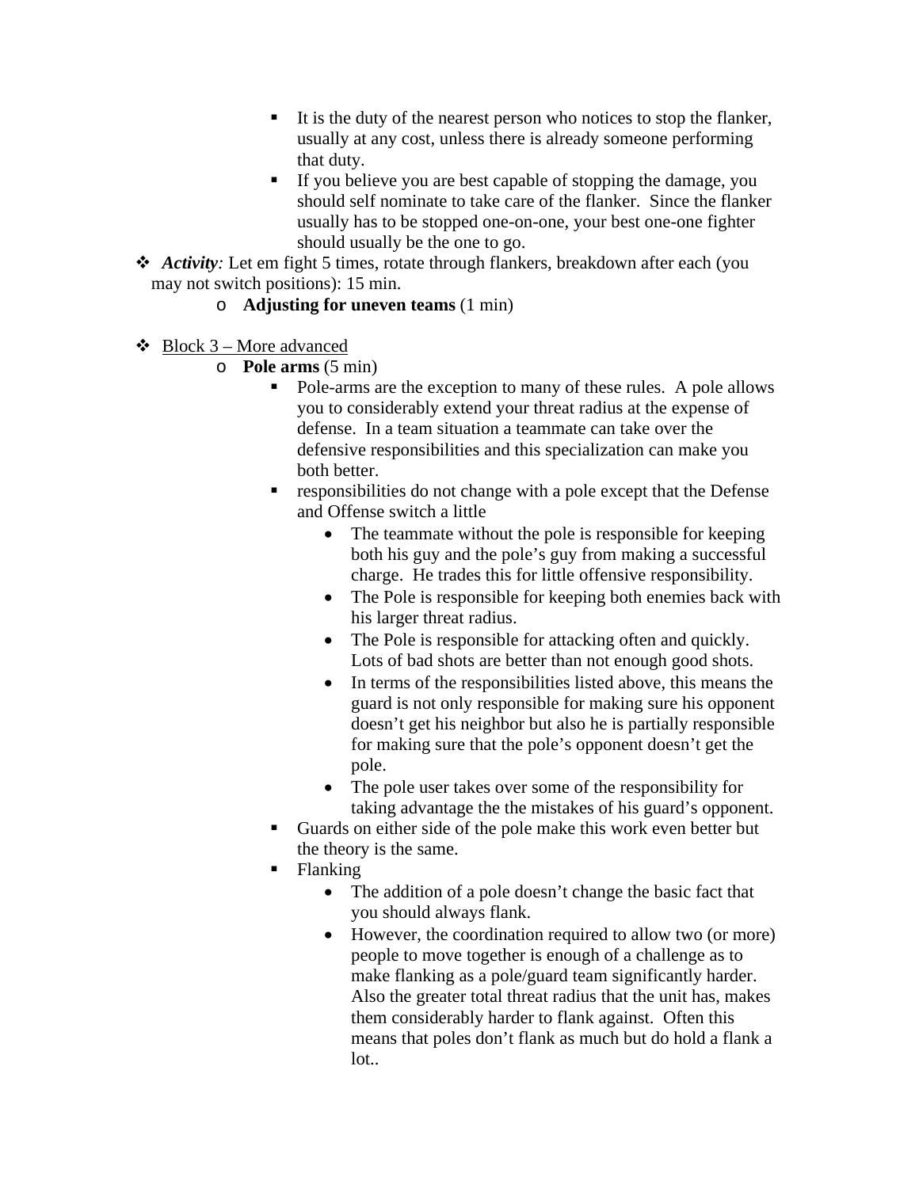- It is the duty of the nearest person who notices to stop the flanker, usually at any cost, unless there is already someone performing that duty.
        - If you believe you are best capable of stopping the damage, you should self nominate to take care of the flanker. Since the flanker usually has to be stopped one-on-one, your best one-one fighter should usually be the one to go.

- ***Activity**:* Let em fight 5 times, rotate through flankers, breakdown after each (you may not switch positions): 15 min.
    - **Adjusting for uneven teams** (1 min)

- <u>Block 3 – More advanced</u>
    - **Pole arms** (5 min)
        - Pole-arms are the exception to many of these rules. A pole allows you to considerably extend your threat radius at the expense of defense. In a team situation a teammate can take over the defensive responsibilities and this specialization can make you both better.
        - responsibilities do not change with a pole except that the Defense and Offense switch a little
            - The teammate without the pole is responsible for keeping both his guy and the pole's guy from making a successful charge. He trades this for little offensive responsibility.
            - The Pole is responsible for keeping both enemies back with his larger threat radius.
            - The Pole is responsible for attacking often and quickly. Lots of bad shots are better than not enough good shots.
            - In terms of the responsibilities listed above, this means the guard is not only responsible for making sure his opponent doesn't get his neighbor but also he is partially responsible for making sure that the pole's opponent doesn't get the pole.
            - The pole user takes over some of the responsibility for taking advantage the the mistakes of his guard's opponent.
        - Guards on either side of the pole make this work even better but the theory is the same.
        - Flanking
            - The addition of a pole doesn't change the basic fact that you should always flank.
            - However, the coordination required to allow two (or more) people to move together is enough of a challenge as to make flanking as a pole/guard team significantly harder. Also the greater total threat radius that the unit has, makes them considerably harder to flank against. Often this means that poles don't flank as much but do hold a flank a lot..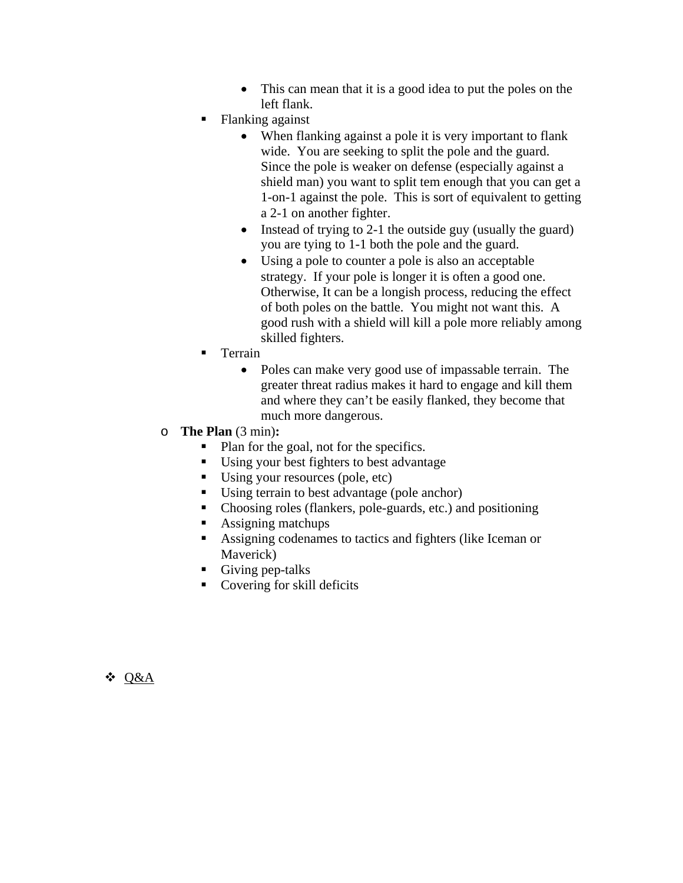- This can mean that it is a good idea to put the poles on the left flank.
    - Flanking against
        - When flanking against a pole it is very important to flank wide.  You are seeking to split the pole and the guard.  Since the pole is weaker on defense (especially against a shield man) you want to split tem enough that you can get a 1-on-1 against the pole.  This is sort of equivalent to getting a 2-1 on another fighter.
        - Instead of trying to 2-1 the outside guy (usually the guard) you are tying to 1-1 both the pole and the guard.
        - Using a pole to counter a pole is also an acceptable strategy.  If your pole is longer it is often a good one.  Otherwise, It can be a longish process, reducing the effect of both poles on the battle.  You might not want this.  A good rush with a shield will kill a pole more reliably among skilled fighters.
    - Terrain
        - Poles can make very good use of impassable terrain.  The greater threat radius makes it hard to engage and kill them and where they can't be easily flanked, they become that much more dangerous.
- **The Plan** (3 min)**:**
    - Plan for the goal, not for the specifics.
    - Using your best fighters to best advantage
    - Using your resources (pole, etc)
    - Using terrain to best advantage (pole anchor)
    - Choosing roles (flankers, pole-guards, etc.) and positioning
    - Assigning matchups
    - Assigning codenames to tactics and fighters (like Iceman or Maverick)
    - Giving pep-talks
    - Covering for skill deficits

- <u>Q&A</u>